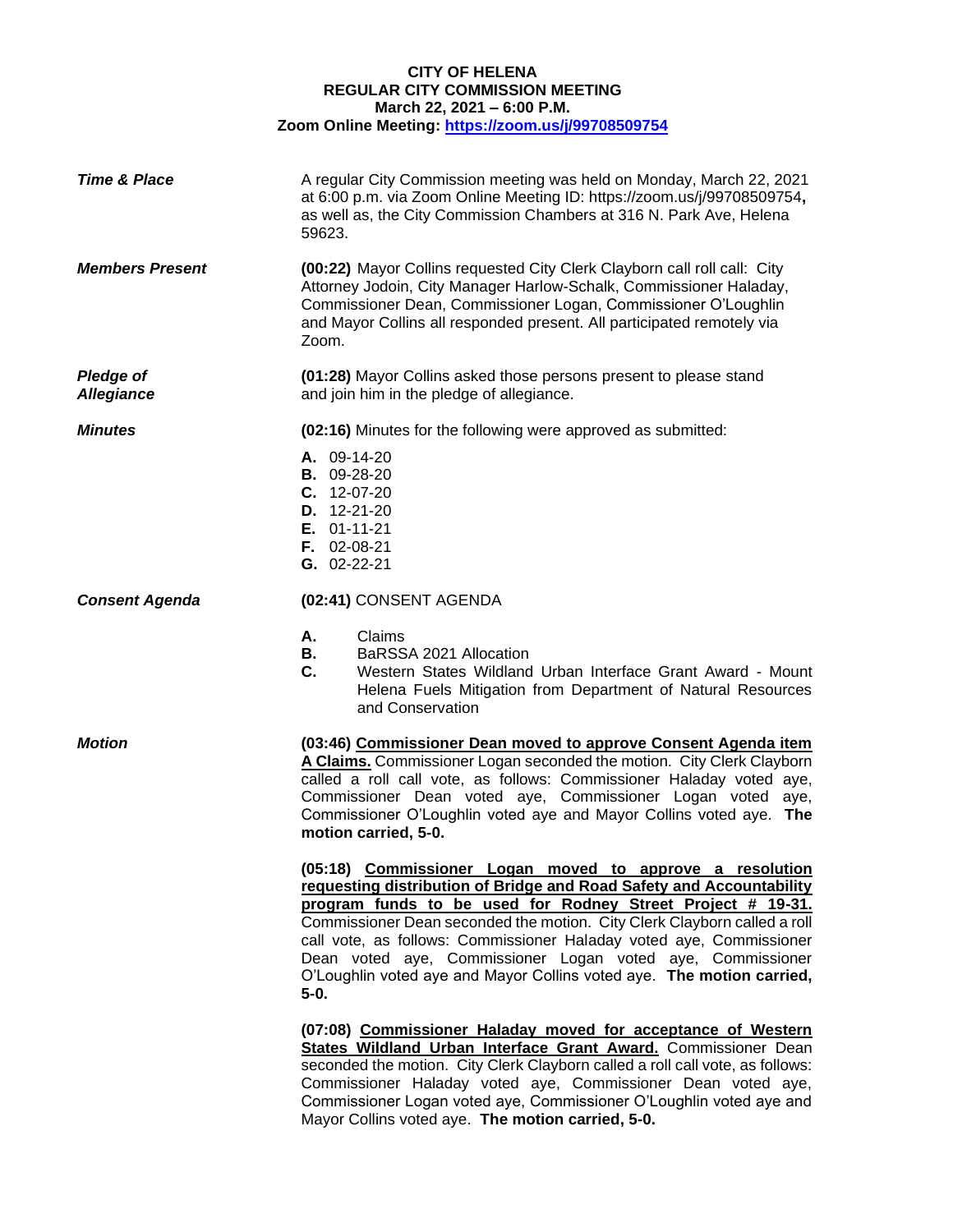# CITY OF HELENA
## REGULAR CITY COMMISSION MEETING
### March 22, 2021 – 6:00 P.M.
### Zoom Online Meeting: [https://zoom.us/j/99708509754](https://zoom.us/j/99708509754)

***Time & Place***

A regular City Commission meeting was held on Monday, March 22, 2021 at 6:00 p.m. via Zoom Online Meeting ID: https://zoom.us/j/99708509754**,** as well as, the City Commission Chambers at 316 N. Park Ave, Helena 59623.

***Members Present***

**(00:22)** Mayor Collins requested City Clerk Clayborn call roll call: City Attorney Jodoin, City Manager Harlow-Schalk, Commissioner Haladay, Commissioner Dean, Commissioner Logan, Commissioner O'Loughlin and Mayor Collins all responded present. All participated remotely via Zoom.

***Pledge of Allegiance***

**(01:28)** Mayor Collins asked those persons present to please stand and join him in the pledge of allegiance.

***Minutes***

**(02:16)** Minutes for the following were approved as submitted:

**A.** 09-14-20
**B.** 09-28-20
**C.** 12-07-20
**D.** 12-21-20
**E.** 01-11-21
**F.** 02-08-21
**G.** 02-22-21

***Consent Agenda***

**(02:41)** CONSENT AGENDA

**A.** Claims
**B.** BaRSSA 2021 Allocation
**C.** Western States Wildland Urban Interface Grant Award - Mount Helena Fuels Mitigation from Department of Natural Resources and Conservation

***Motion***

**(03:46) Commissioner Dean moved to approve Consent Agenda item A Claims.** Commissioner Logan seconded the motion. City Clerk Clayborn called a roll call vote, as follows: Commissioner Haladay voted aye, Commissioner Dean voted aye, Commissioner Logan voted aye, Commissioner O'Loughlin voted aye and Mayor Collins voted aye. **The motion carried, 5-0.**

**(05:18) Commissioner Logan moved to approve a resolution requesting distribution of Bridge and Road Safety and Accountability program funds to be used for Rodney Street Project # 19-31.** Commissioner Dean seconded the motion. City Clerk Clayborn called a roll call vote, as follows: Commissioner Haladay voted aye, Commissioner Dean voted aye, Commissioner Logan voted aye, Commissioner O'Loughlin voted aye and Mayor Collins voted aye. **The motion carried, 5-0.**

**(07:08) Commissioner Haladay moved for acceptance of Western States Wildland Urban Interface Grant Award.** Commissioner Dean seconded the motion. City Clerk Clayborn called a roll call vote, as follows: Commissioner Haladay voted aye, Commissioner Dean voted aye, Commissioner Logan voted aye, Commissioner O'Loughlin voted aye and Mayor Collins voted aye. **The motion carried, 5-0.**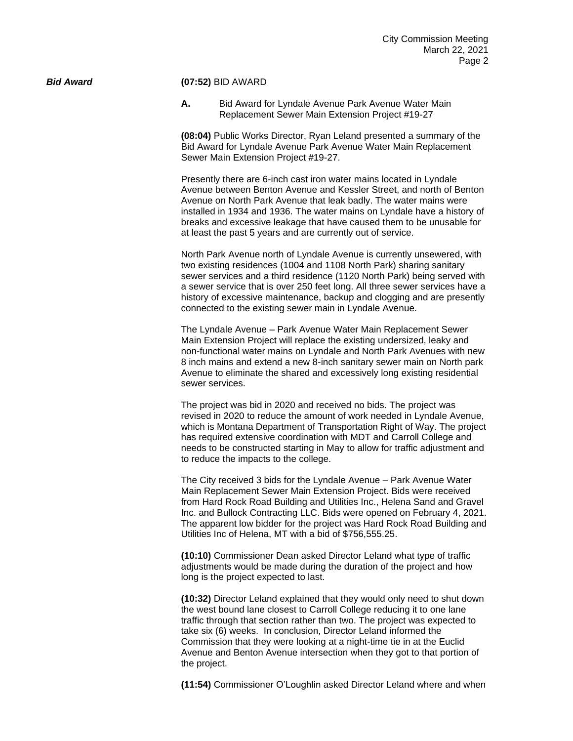***Bid Award*** **(07:52)** BID AWARD

**A.** Bid Award for Lyndale Avenue Park Avenue Water Main Replacement Sewer Main Extension Project #19-27

**(08:04)** Public Works Director, Ryan Leland presented a summary of the Bid Award for Lyndale Avenue Park Avenue Water Main Replacement Sewer Main Extension Project #19-27.

Presently there are 6-inch cast iron water mains located in Lyndale Avenue between Benton Avenue and Kessler Street, and north of Benton Avenue on North Park Avenue that leak badly. The water mains were installed in 1934 and 1936. The water mains on Lyndale have a history of breaks and excessive leakage that have caused them to be unusable for at least the past 5 years and are currently out of service.

North Park Avenue north of Lyndale Avenue is currently unsewered, with two existing residences (1004 and 1108 North Park) sharing sanitary sewer services and a third residence (1120 North Park) being served with a sewer service that is over 250 feet long. All three sewer services have a history of excessive maintenance, backup and clogging and are presently connected to the existing sewer main in Lyndale Avenue.

The Lyndale Avenue – Park Avenue Water Main Replacement Sewer Main Extension Project will replace the existing undersized, leaky and non-functional water mains on Lyndale and North Park Avenues with new 8 inch mains and extend a new 8-inch sanitary sewer main on North park Avenue to eliminate the shared and excessively long existing residential sewer services.

The project was bid in 2020 and received no bids. The project was revised in 2020 to reduce the amount of work needed in Lyndale Avenue, which is Montana Department of Transportation Right of Way. The project has required extensive coordination with MDT and Carroll College and needs to be constructed starting in May to allow for traffic adjustment and to reduce the impacts to the college.

The City received 3 bids for the Lyndale Avenue – Park Avenue Water Main Replacement Sewer Main Extension Project. Bids were received from Hard Rock Road Building and Utilities Inc., Helena Sand and Gravel Inc. and Bullock Contracting LLC. Bids were opened on February 4, 2021. The apparent low bidder for the project was Hard Rock Road Building and Utilities Inc of Helena, MT with a bid of $756,555.25.

**(10:10)** Commissioner Dean asked Director Leland what type of traffic adjustments would be made during the duration of the project and how long is the project expected to last.

**(10:32)** Director Leland explained that they would only need to shut down the west bound lane closest to Carroll College reducing it to one lane traffic through that section rather than two. The project was expected to take six (6) weeks. In conclusion, Director Leland informed the Commission that they were looking at a night-time tie in at the Euclid Avenue and Benton Avenue intersection when they got to that portion of the project.

**(11:54)** Commissioner O'Loughlin asked Director Leland where and when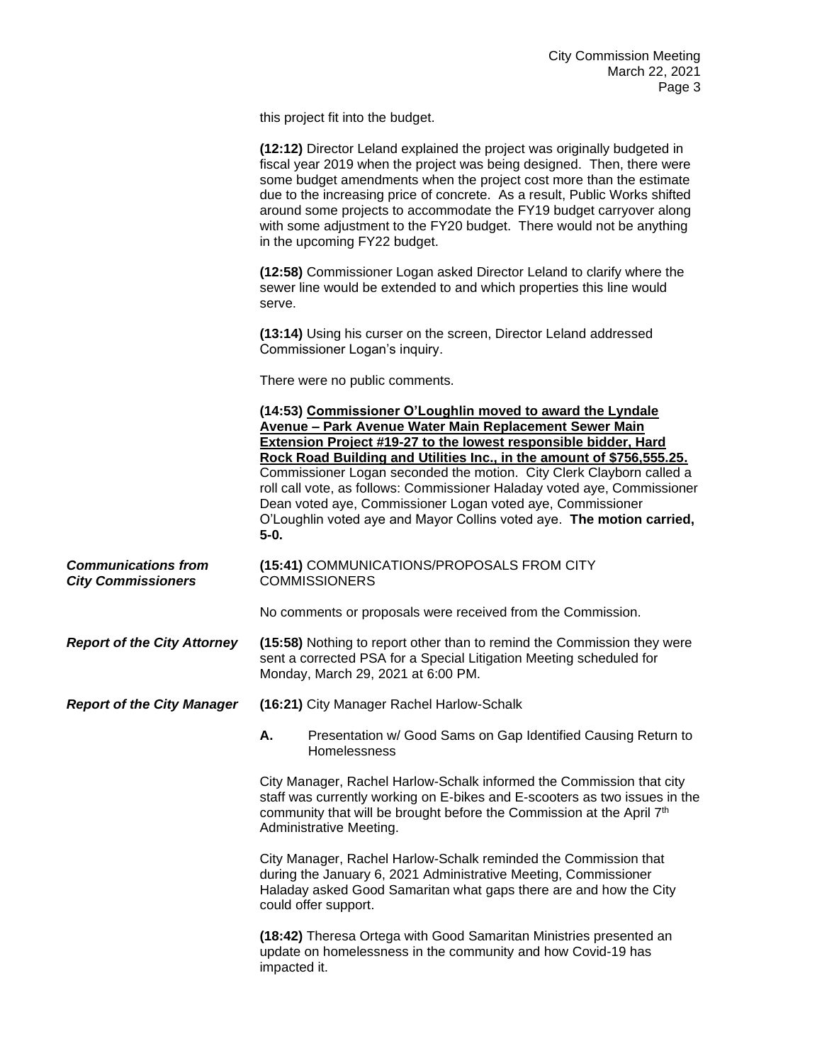this project fit into the budget.

**(12:12)** Director Leland explained the project was originally budgeted in fiscal year 2019 when the project was being designed. Then, there were some budget amendments when the project cost more than the estimate due to the increasing price of concrete. As a result, Public Works shifted around some projects to accommodate the FY19 budget carryover along with some adjustment to the FY20 budget. There would not be anything in the upcoming FY22 budget.

**(12:58)** Commissioner Logan asked Director Leland to clarify where the sewer line would be extended to and which properties this line would serve.

**(13:14)** Using his curser on the screen, Director Leland addressed Commissioner Logan's inquiry.

There were no public comments.

**(14:53) Commissioner O'Loughlin moved to award the Lyndale Avenue – Park Avenue Water Main Replacement Sewer Main Extension Project #19-27 to the lowest responsible bidder, Hard Rock Road Building and Utilities Inc., in the amount of $756,555.25.** Commissioner Logan seconded the motion. City Clerk Clayborn called a roll call vote, as follows: Commissioner Haladay voted aye, Commissioner Dean voted aye, Commissioner Logan voted aye, Commissioner O'Loughlin voted aye and Mayor Collins voted aye. **The motion carried, 5-0.**

***Communications from City Commissioners***

**(15:41)** COMMUNICATIONS/PROPOSALS FROM CITY COMMISSIONERS

No comments or proposals were received from the Commission.

***Report of the City Attorney***

**(15:58)** Nothing to report other than to remind the Commission they were sent a corrected PSA for a Special Litigation Meeting scheduled for Monday, March 29, 2021 at 6:00 PM.

***Report of the City Manager***

**(16:21)** City Manager Rachel Harlow-Schalk

**A.** Presentation w/ Good Sams on Gap Identified Causing Return to Homelessness

City Manager, Rachel Harlow-Schalk informed the Commission that city staff was currently working on E-bikes and E-scooters as two issues in the community that will be brought before the Commission at the April 7th Administrative Meeting.

City Manager, Rachel Harlow-Schalk reminded the Commission that during the January 6, 2021 Administrative Meeting, Commissioner Haladay asked Good Samaritan what gaps there are and how the City could offer support.

**(18:42)** Theresa Ortega with Good Samaritan Ministries presented an update on homelessness in the community and how Covid-19 has impacted it.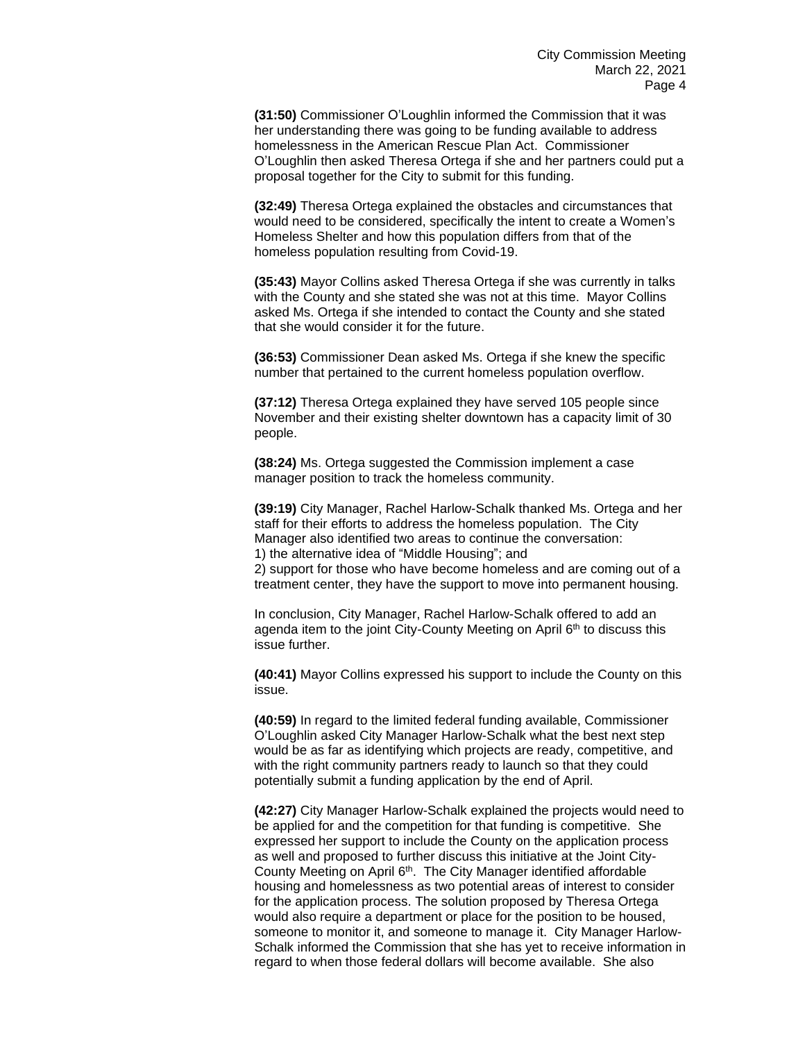**(31:50)** Commissioner O'Loughlin informed the Commission that it was her understanding there was going to be funding available to address homelessness in the American Rescue Plan Act. Commissioner O'Loughlin then asked Theresa Ortega if she and her partners could put a proposal together for the City to submit for this funding.

**(32:49)** Theresa Ortega explained the obstacles and circumstances that would need to be considered, specifically the intent to create a Women's Homeless Shelter and how this population differs from that of the homeless population resulting from Covid-19.

**(35:43)** Mayor Collins asked Theresa Ortega if she was currently in talks with the County and she stated she was not at this time. Mayor Collins asked Ms. Ortega if she intended to contact the County and she stated that she would consider it for the future.

**(36:53)** Commissioner Dean asked Ms. Ortega if she knew the specific number that pertained to the current homeless population overflow.

**(37:12)** Theresa Ortega explained they have served 105 people since November and their existing shelter downtown has a capacity limit of 30 people.

**(38:24)** Ms. Ortega suggested the Commission implement a case manager position to track the homeless community.

**(39:19)** City Manager, Rachel Harlow-Schalk thanked Ms. Ortega and her staff for their efforts to address the homeless population. The City Manager also identified two areas to continue the conversation:
1) the alternative idea of "Middle Housing"; and
2) support for those who have become homeless and are coming out of a treatment center, they have the support to move into permanent housing.

In conclusion, City Manager, Rachel Harlow-Schalk offered to add an agenda item to the joint City-County Meeting on April 6th to discuss this issue further.

**(40:41)** Mayor Collins expressed his support to include the County on this issue.

**(40:59)** In regard to the limited federal funding available, Commissioner O'Loughlin asked City Manager Harlow-Schalk what the best next step would be as far as identifying which projects are ready, competitive, and with the right community partners ready to launch so that they could potentially submit a funding application by the end of April.

**(42:27)** City Manager Harlow-Schalk explained the projects would need to be applied for and the competition for that funding is competitive. She expressed her support to include the County on the application process as well and proposed to further discuss this initiative at the Joint City-County Meeting on April 6th. The City Manager identified affordable housing and homelessness as two potential areas of interest to consider for the application process. The solution proposed by Theresa Ortega would also require a department or place for the position to be housed, someone to monitor it, and someone to manage it. City Manager Harlow-Schalk informed the Commission that she has yet to receive information in regard to when those federal dollars will become available. She also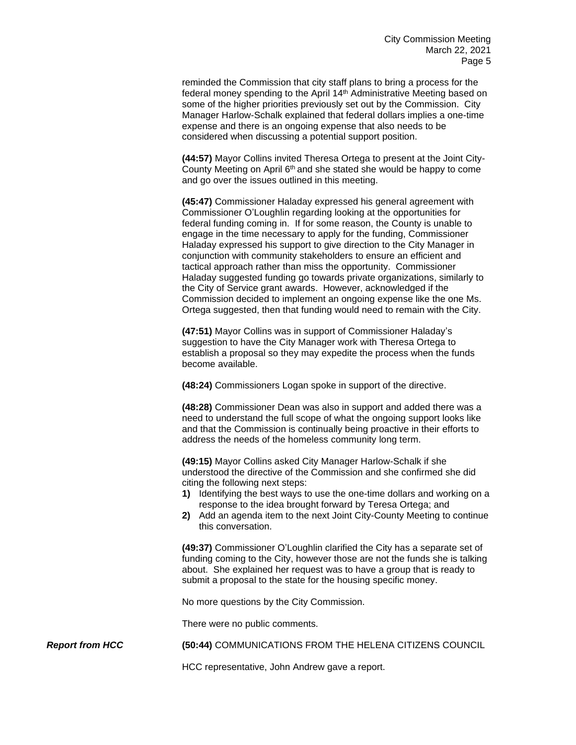reminded the Commission that city staff plans to bring a process for the federal money spending to the April 14th Administrative Meeting based on some of the higher priorities previously set out by the Commission. City Manager Harlow-Schalk explained that federal dollars implies a one-time expense and there is an ongoing expense that also needs to be considered when discussing a potential support position.

**(44:57)** Mayor Collins invited Theresa Ortega to present at the Joint City-County Meeting on April 6th and she stated she would be happy to come and go over the issues outlined in this meeting.

**(45:47)** Commissioner Haladay expressed his general agreement with Commissioner O'Loughlin regarding looking at the opportunities for federal funding coming in. If for some reason, the County is unable to engage in the time necessary to apply for the funding, Commissioner Haladay expressed his support to give direction to the City Manager in conjunction with community stakeholders to ensure an efficient and tactical approach rather than miss the opportunity. Commissioner Haladay suggested funding go towards private organizations, similarly to the City of Service grant awards. However, acknowledged if the Commission decided to implement an ongoing expense like the one Ms. Ortega suggested, then that funding would need to remain with the City.

**(47:51)** Mayor Collins was in support of Commissioner Haladay's suggestion to have the City Manager work with Theresa Ortega to establish a proposal so they may expedite the process when the funds become available.

**(48:24)** Commissioners Logan spoke in support of the directive.

**(48:28)** Commissioner Dean was also in support and added there was a need to understand the full scope of what the ongoing support looks like and that the Commission is continually being proactive in their efforts to address the needs of the homeless community long term.

**(49:15)** Mayor Collins asked City Manager Harlow-Schalk if she understood the directive of the Commission and she confirmed she did citing the following next steps:

1) Identifying the best ways to use the one-time dollars and working on a response to the idea brought forward by Teresa Ortega; and
2) Add an agenda item to the next Joint City-County Meeting to continue this conversation.

**(49:37)** Commissioner O'Loughlin clarified the City has a separate set of funding coming to the City, however those are not the funds she is talking about. She explained her request was to have a group that is ready to submit a proposal to the state for the housing specific money.

No more questions by the City Commission.

There were no public comments.

***Report from HCC***

**(50:44)** COMMUNICATIONS FROM THE HELENA CITIZENS COUNCIL

HCC representative, John Andrew gave a report.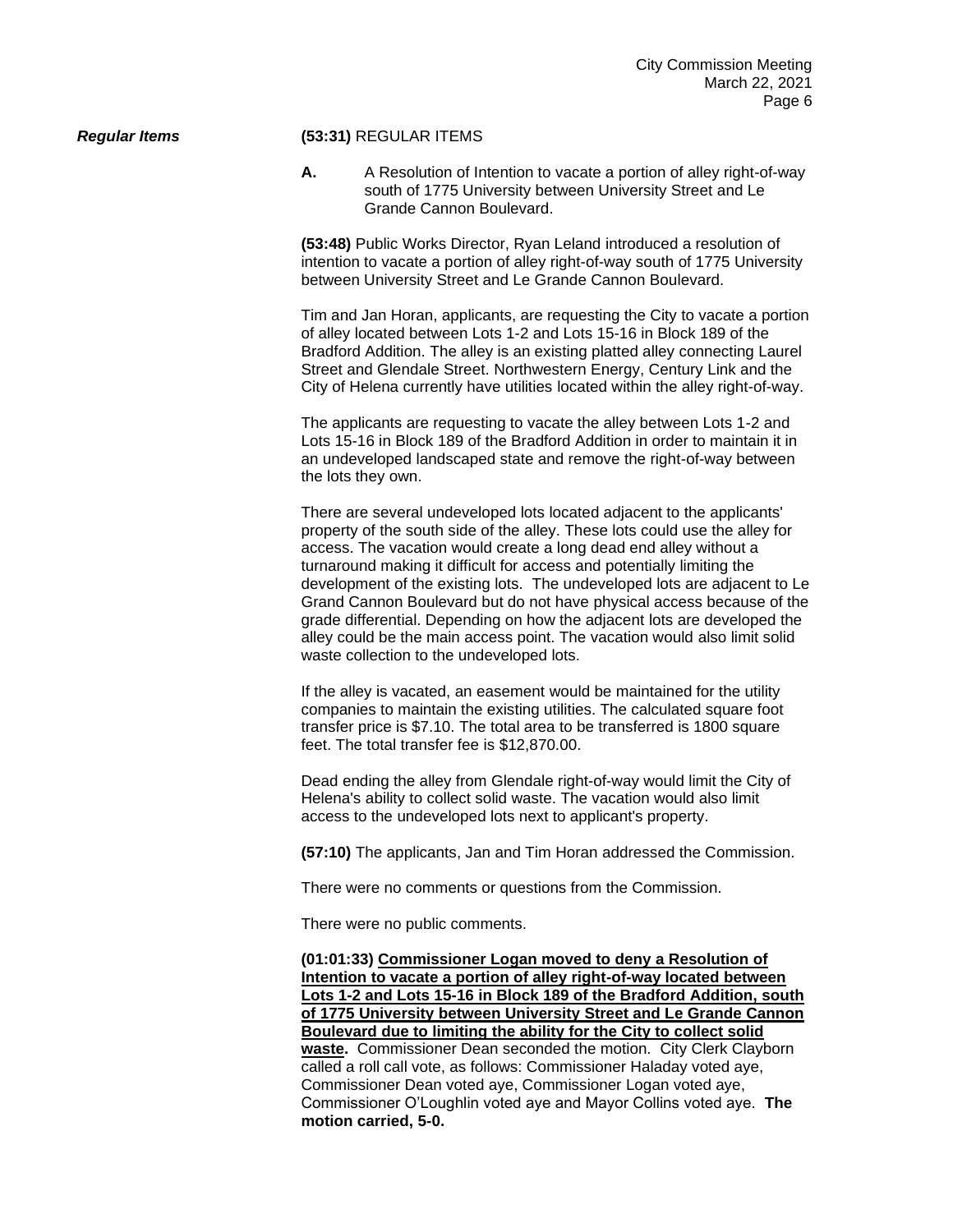***Regular Items***

**(53:31)** REGULAR ITEMS

**A.** A Resolution of Intention to vacate a portion of alley right-of-way south of 1775 University between University Street and Le Grande Cannon Boulevard.

**(53:48)** Public Works Director, Ryan Leland introduced a resolution of intention to vacate a portion of alley right-of-way south of 1775 University between University Street and Le Grande Cannon Boulevard.

Tim and Jan Horan, applicants, are requesting the City to vacate a portion of alley located between Lots 1-2 and Lots 15-16 in Block 189 of the Bradford Addition. The alley is an existing platted alley connecting Laurel Street and Glendale Street. Northwestern Energy, Century Link and the City of Helena currently have utilities located within the alley right-of-way.

The applicants are requesting to vacate the alley between Lots 1-2 and Lots 15-16 in Block 189 of the Bradford Addition in order to maintain it in an undeveloped landscaped state and remove the right-of-way between the lots they own.

There are several undeveloped lots located adjacent to the applicants' property of the south side of the alley. These lots could use the alley for access. The vacation would create a long dead end alley without a turnaround making it difficult for access and potentially limiting the development of the existing lots. The undeveloped lots are adjacent to Le Grand Cannon Boulevard but do not have physical access because of the grade differential. Depending on how the adjacent lots are developed the alley could be the main access point. The vacation would also limit solid waste collection to the undeveloped lots.

If the alley is vacated, an easement would be maintained for the utility companies to maintain the existing utilities. The calculated square foot transfer price is $7.10. The total area to be transferred is 1800 square feet. The total transfer fee is $12,870.00.

Dead ending the alley from Glendale right-of-way would limit the City of Helena's ability to collect solid waste. The vacation would also limit access to the undeveloped lots next to applicant's property.

**(57:10)** The applicants, Jan and Tim Horan addressed the Commission.

There were no comments or questions from the Commission.

There were no public comments.

**(01:01:33) Commissioner Logan moved to deny a Resolution of Intention to vacate a portion of alley right-of-way located between Lots 1-2 and Lots 15-16 in Block 189 of the Bradford Addition, south of 1775 University between University Street and Le Grande Cannon Boulevard due to limiting the ability for the City to collect solid waste.** Commissioner Dean seconded the motion. City Clerk Clayborn called a roll call vote, as follows: Commissioner Haladay voted aye, Commissioner Dean voted aye, Commissioner Logan voted aye, Commissioner O'Loughlin voted aye and Mayor Collins voted aye. **The motion carried, 5-0.**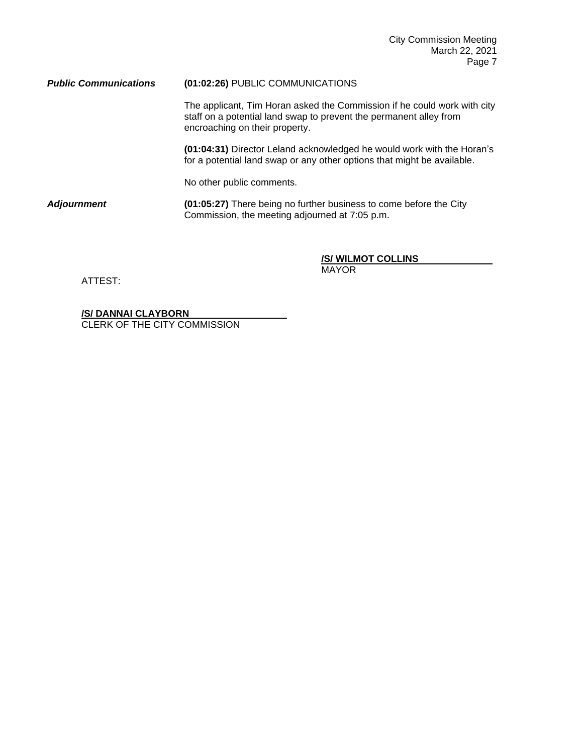***Public Communications***

**(01:02:26)** PUBLIC COMMUNICATIONS

The applicant, Tim Horan asked the Commission if he could work with city staff on a potential land swap to prevent the permanent alley from encroaching on their property.

**(01:04:31)** Director Leland acknowledged he would work with the Horan's for a potential land swap or any other options that might be available.

No other public comments.

***Adjournment***

**(01:05:27)** There being no further business to come before the City Commission, the meeting adjourned at 7:05 p.m.

**/S/ WILMOT COLLINS**
MAYOR

ATTEST:

**/S/ DANNAI CLAYBORN**
CLERK OF THE CITY COMMISSION